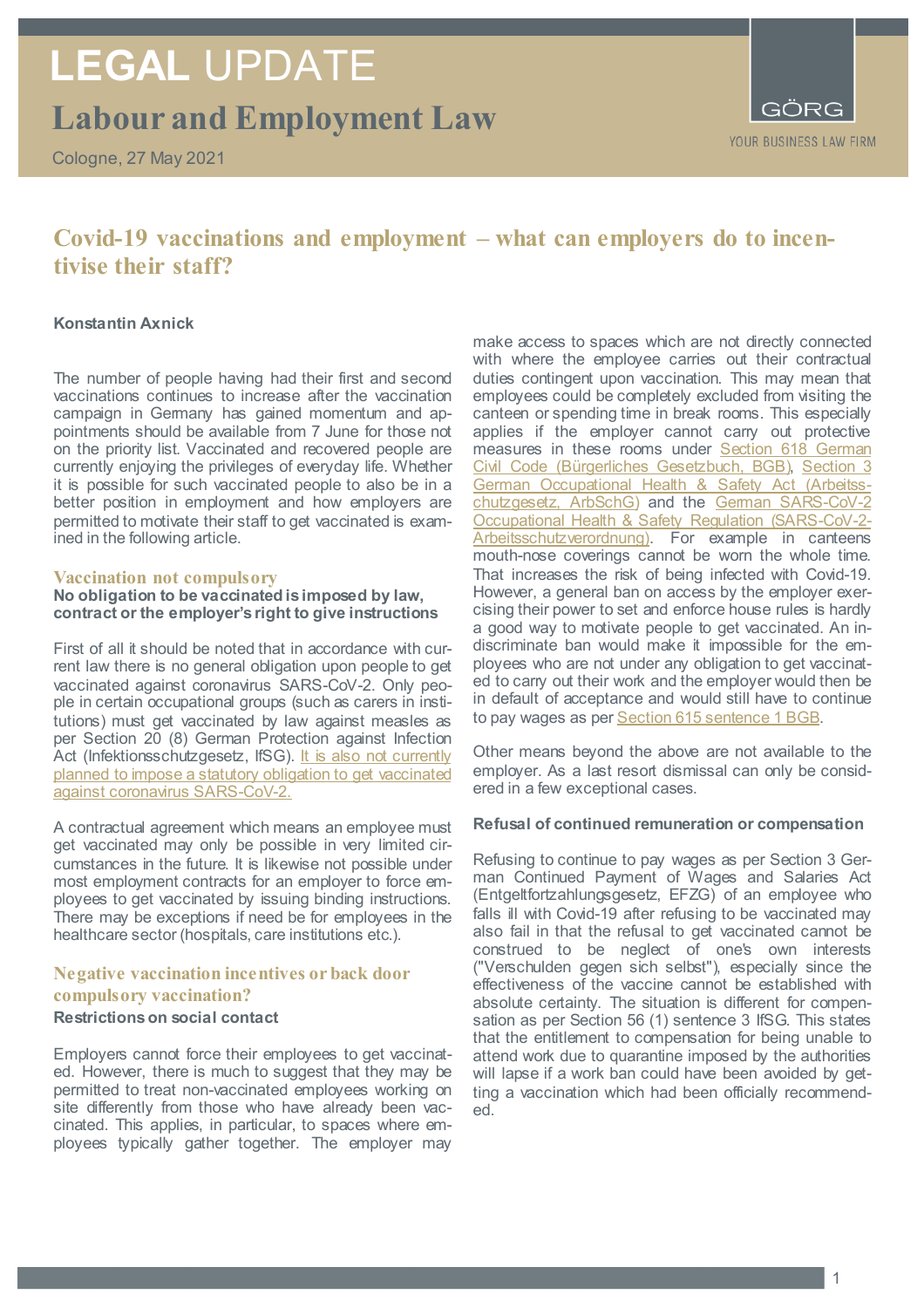# LEGAL UPDATE

## Labour and Employment Law

Cologne, 27 May 2021

GÖRG
YOUR BUSINESS LAW FIRM

## Covid-19 vaccinations and employment – what can employers do to incentivise their staff?

**Konstantin Axnick**

The number of people having had their first and second vaccinations continues to increase after the vaccination campaign in Germany has gained momentum and appointments should be available from 7 June for those not on the priority list. Vaccinated and recovered people are currently enjoying the privileges of everyday life. Whether it is possible for such vaccinated people to also be in a better position in employment and how employers are permitted to motivate their staff to get vaccinated is examined in the following article.

### Vaccination not compulsory

**No obligation to be vaccinated is imposed by law, contract or the employer's right to give instructions**

First of all it should be noted that in accordance with current law there is no general obligation upon people to get vaccinated against coronavirus SARS-CoV-2. Only people in certain occupational groups (such as carers in institutions) must get vaccinated by law against measles as per Section 20 (8) German Protection against Infection Act (Infektionsschutzgesetz, IfSG). It is also not currently planned to impose a statutory obligation to get vaccinated against coronavirus SARS-CoV-2.

A contractual agreement which means an employee must get vaccinated may only be possible in very limited circumstances in the future. It is likewise not possible under most employment contracts for an employer to force employees to get vaccinated by issuing binding instructions. There may be exceptions if need be for employees in the healthcare sector (hospitals, care institutions etc.).

### Negative vaccination incentives or back door compulsory vaccination?

**Restrictions on social contact**

Employers cannot force their employees to get vaccinated. However, there is much to suggest that they may be permitted to treat non-vaccinated employees working on site differently from those who have already been vaccinated. This applies, in particular, to spaces where employees typically gather together. The employer may make access to spaces which are not directly connected with where the employee carries out their contractual duties contingent upon vaccination. This may mean that employees could be completely excluded from visiting the canteen or spending time in break rooms. This especially applies if the employer cannot carry out protective measures in these rooms under Section 618 German Civil Code (Bürgerliches Gesetzbuch, BGB), Section 3 German Occupational Health & Safety Act (Arbeitsschutzgesetz, ArbSchG) and the German SARS-CoV-2 Occupational Health & Safety Regulation (SARS-CoV-2-Arbeitsschutzverordnung). For example in canteens mouth-nose coverings cannot be worn the whole time. That increases the risk of being infected with Covid-19. However, a general ban on access by the employer exercising their power to set and enforce house rules is hardly a good way to motivate people to get vaccinated. An indiscriminate ban would make it impossible for the employees who are not under any obligation to get vaccinated to carry out their work and the employer would then be in default of acceptance and would still have to continue to pay wages as per Section 615 sentence 1 BGB.

Other means beyond the above are not available to the employer. As a last resort dismissal can only be considered in a few exceptional cases.

**Refusal of continued remuneration or compensation**

Refusing to continue to pay wages as per Section 3 German Continued Payment of Wages and Salaries Act (Entgeltfortzahlungsgesetz, EFZG) of an employee who falls ill with Covid-19 after refusing to be vaccinated may also fail in that the refusal to get vaccinated cannot be construed to be neglect of one's own interests ("Verschulden gegen sich selbst"), especially since the effectiveness of the vaccine cannot be established with absolute certainty. The situation is different for compensation as per Section 56 (1) sentence 3 IfSG. This states that the entitlement to compensation for being unable to attend work due to quarantine imposed by the authorities will lapse if a work ban could have been avoided by getting a vaccination which had been officially recommended.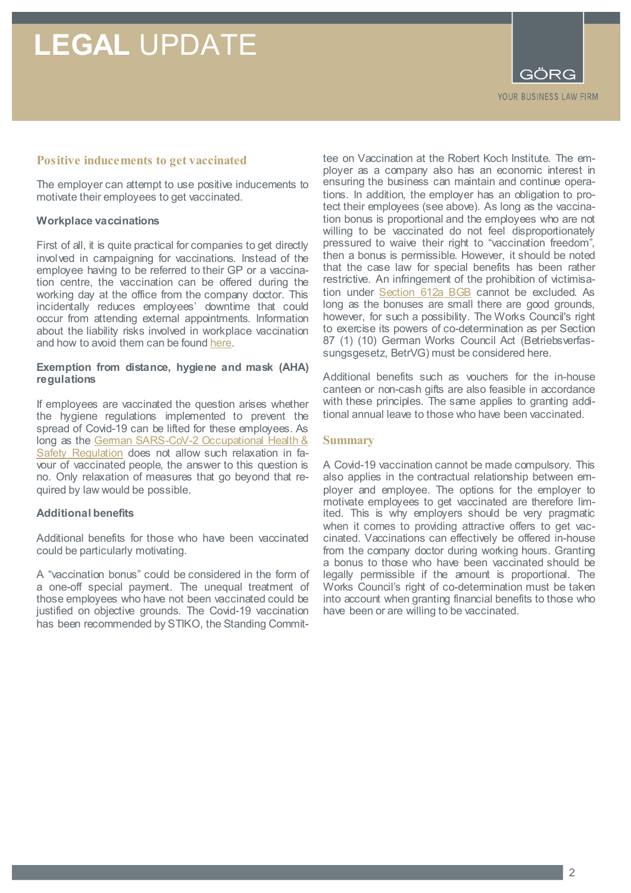## Positive inducements to get vaccinated

The employer can attempt to use positive inducements to motivate their employees to get vaccinated.

### Workplace vaccinations

First of all, it is quite practical for companies to get directly involved in campaigning for vaccinations. Instead of the employee having to be referred to their GP or a vaccination centre, the vaccination can be offered during the working day at the office from the company doctor. This incidentally reduces employees' downtime that could occur from attending external appointments. Information about the liability risks involved in workplace vaccination and how to avoid them can be found here.

### Exemption from distance, hygiene and mask (AHA) regulations

If employees are vaccinated the question arises whether the hygiene regulations implemented to prevent the spread of Covid-19 can be lifted for these employees. As long as the German SARS-CoV-2 Occupational Health & Safety Regulation does not allow such relaxation in favour of vaccinated people, the answer to this question is no. Only relaxation of measures that go beyond that required by law would be possible.

### Additional benefits

Additional benefits for those who have been vaccinated could be particularly motivating.

A "vaccination bonus" could be considered in the form of a one-off special payment. The unequal treatment of those employees who have not been vaccinated could be justified on objective grounds. The Covid-19 vaccination has been recommended by STIKO, the Standing Committee on Vaccination at the Robert Koch Institute. The employer as a company also has an economic interest in ensuring the business can maintain and continue operations. In addition, the employer has an obligation to protect their employees (see above). As long as the vaccination bonus is proportional and the employees who are not willing to be vaccinated do not feel disproportionately pressured to waive their right to "vaccination freedom", then a bonus is permissible. However, it should be noted that the case law for special benefits has been rather restrictive. An infringement of the prohibition of victimisation under Section 612a BGB cannot be excluded. As long as the bonuses are small there are good grounds, however, for such a possibility. The Works Council's right to exercise its powers of co-determination as per Section 87 (1) (10) German Works Council Act (Betriebsverfassungsgesetz, BetrVG) must be considered here.

Additional benefits such as vouchers for the in-house canteen or non-cash gifts are also feasible in accordance with these principles. The same applies to granting additional annual leave to those who have been vaccinated.

## Summary

A Covid-19 vaccination cannot be made compulsory. This also applies in the contractual relationship between employer and employee. The options for the employer to motivate employees to get vaccinated are therefore limited. This is why employers should be very pragmatic when it comes to providing attractive offers to get vaccinated. Vaccinations can effectively be offered in-house from the company doctor during working hours. Granting a bonus to those who have been vaccinated should be legally permissible if the amount is proportional. The Works Council's right of co-determination must be taken into account when granting financial benefits to those who have been or are willing to be vaccinated.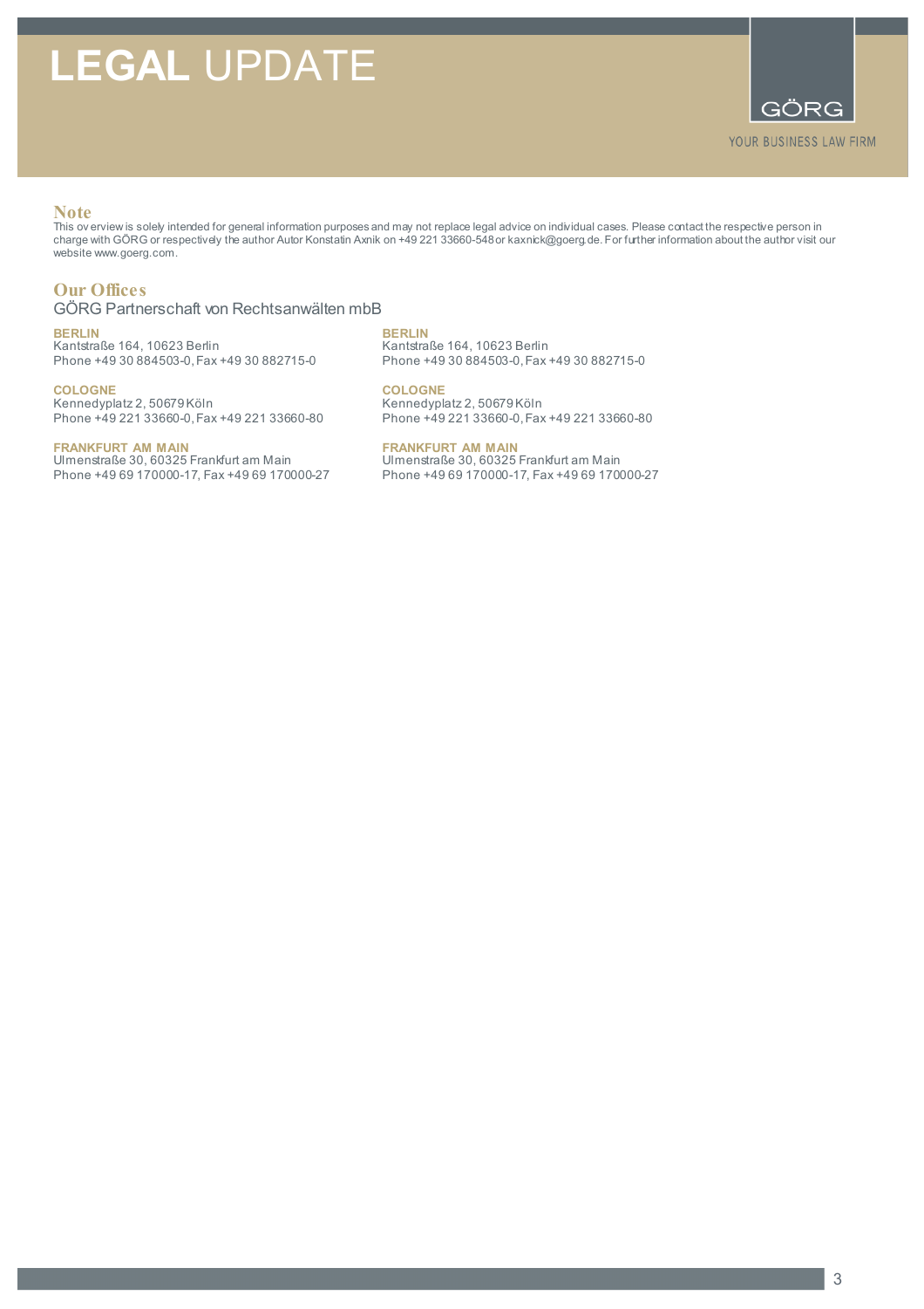## Note

This overview is solely intended for general information purposes and may not replace legal advice on individual cases. Please contact the respective person in charge with GÖRG or respectively the author Autor Konstatin Axnik on +49 221 33660-548 or kaxnick@goerg.de. For further information about the author visit our website www.goerg.com.

## Our Offices

GÖRG Partnerschaft von Rechtsanwälten mbB

**BERLIN**
Kantstraße 164, 10623 Berlin
Phone +49 30 884503-0, Fax +49 30 882715-0

**COLOGNE**
Kennedyplatz 2, 50679 Köln
Phone +49 221 33660-0, Fax +49 221 33660-80

**FRANKFURT AM MAIN**
Ulmenstraße 30, 60325 Frankfurt am Main
Phone +49 69 170000-17, Fax +49 69 170000-27

**BERLIN**
Kantstraße 164, 10623 Berlin
Phone +49 30 884503-0, Fax +49 30 882715-0

**COLOGNE**
Kennedyplatz 2, 50679 Köln
Phone +49 221 33660-0, Fax +49 221 33660-80

**FRANKFURT AM MAIN**
Ulmenstraße 30, 60325 Frankfurt am Main
Phone +49 69 170000-17, Fax +49 69 170000-27